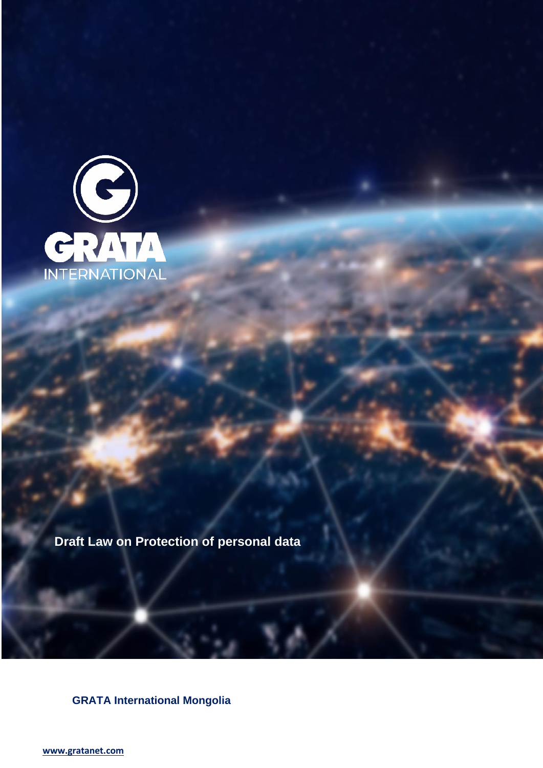GRATA INTERNATIONAL

# Draft Law on Protection of personal data

**GRATA International Mongolia**

www.gratanet.com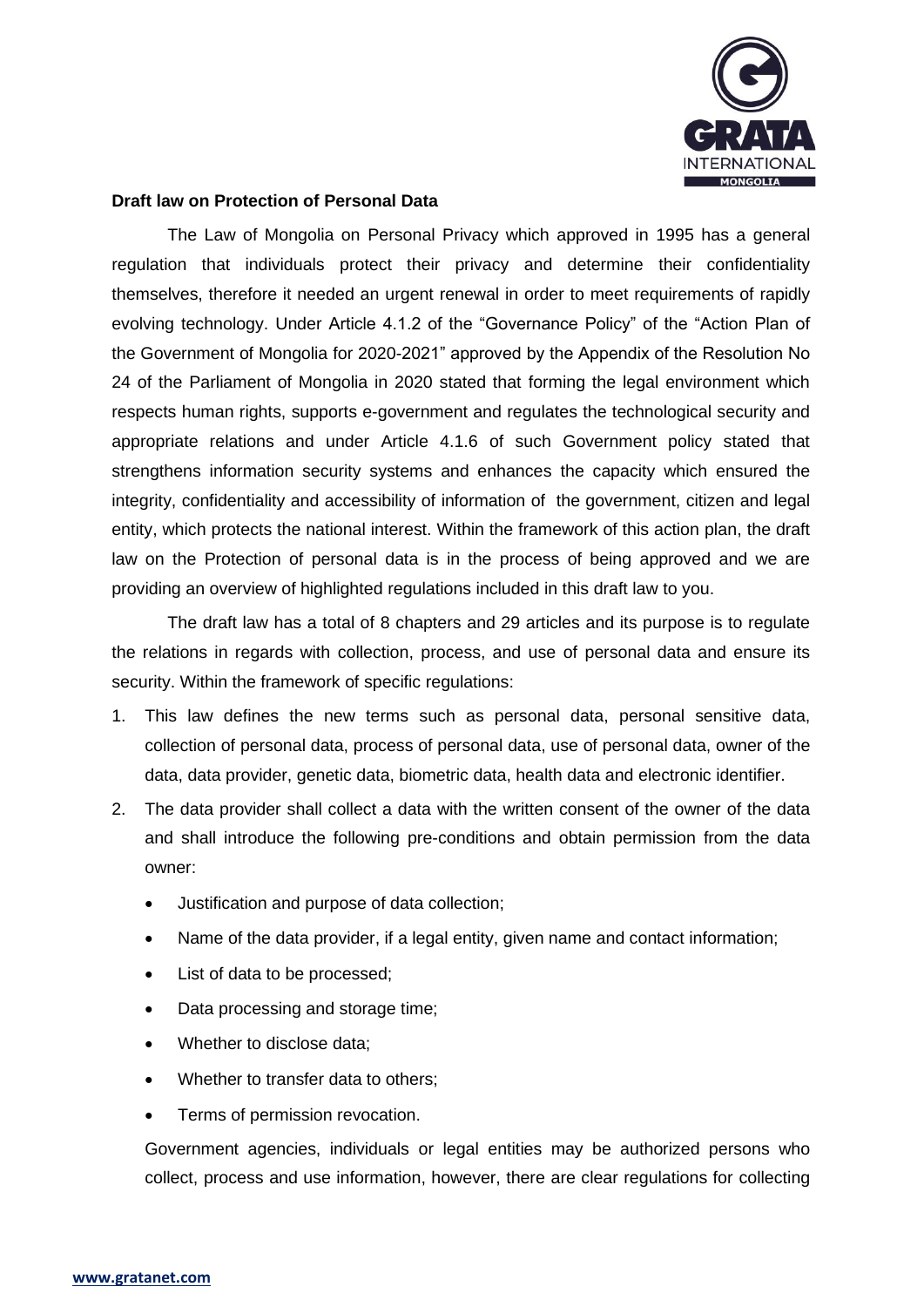**Draft law on Protection of Personal Data**

The Law of Mongolia on Personal Privacy which approved in 1995 has a general regulation that individuals protect their privacy and determine their confidentiality themselves, therefore it needed an urgent renewal in order to meet requirements of rapidly evolving technology. Under Article 4.1.2 of the "Governance Policy" of the "Action Plan of the Government of Mongolia for 2020-2021" approved by the Appendix of the Resolution No 24 of the Parliament of Mongolia in 2020 stated that forming the legal environment which respects human rights, supports e-government and regulates the technological security and appropriate relations and under Article 4.1.6 of such Government policy stated that strengthens information security systems and enhances the capacity which ensured the integrity, confidentiality and accessibility of information of the government, citizen and legal entity, which protects the national interest. Within the framework of this action plan, the draft law on the Protection of personal data is in the process of being approved and we are providing an overview of highlighted regulations included in this draft law to you.

The draft law has a total of 8 chapters and 29 articles and its purpose is to regulate the relations in regards with collection, process, and use of personal data and ensure its security. Within the framework of specific regulations:

1. This law defines the new terms such as personal data, personal sensitive data, collection of personal data, process of personal data, use of personal data, owner of the data, data provider, genetic data, biometric data, health data and electronic identifier.
2. The data provider shall collect a data with the written consent of the owner of the data and shall introduce the following pre-conditions and obtain permission from the data owner:
   - Justification and purpose of data collection;
   - Name of the data provider, if a legal entity, given name and contact information;
   - List of data to be processed;
   - Data processing and storage time;
   - Whether to disclose data;
   - Whether to transfer data to others;
   - Terms of permission revocation.

   Government agencies, individuals or legal entities may be authorized persons who collect, process and use information, however, there are clear regulations for collecting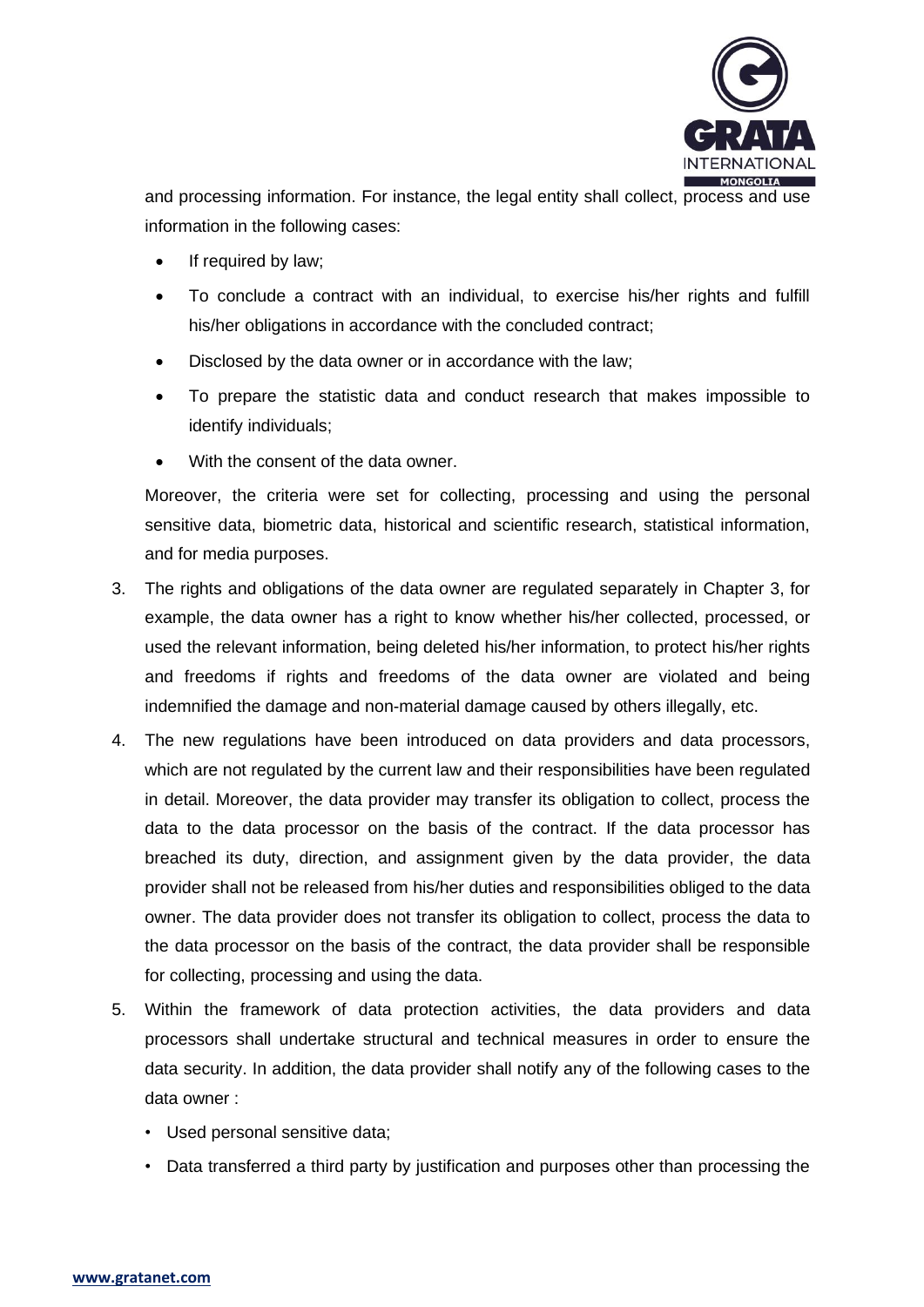and processing information. For instance, the legal entity shall collect, process and use information in the following cases:

- If required by law;
- To conclude a contract with an individual, to exercise his/her rights and fulfill his/her obligations in accordance with the concluded contract;
- Disclosed by the data owner or in accordance with the law;
- To prepare the statistic data and conduct research that makes impossible to identify individuals;
- With the consent of the data owner.

Moreover, the criteria were set for collecting, processing and using the personal sensitive data, biometric data, historical and scientific research, statistical information, and for media purposes.

3. The rights and obligations of the data owner are regulated separately in Chapter 3, for example, the data owner has a right to know whether his/her collected, processed, or used the relevant information, being deleted his/her information, to protect his/her rights and freedoms if rights and freedoms of the data owner are violated and being indemnified the damage and non-material damage caused by others illegally, etc.
4. The new regulations have been introduced on data providers and data processors, which are not regulated by the current law and their responsibilities have been regulated in detail. Moreover, the data provider may transfer its obligation to collect, process the data to the data processor on the basis of the contract. If the data processor has breached its duty, direction, and assignment given by the data provider, the data provider shall not be released from his/her duties and responsibilities obliged to the data owner. The data provider does not transfer its obligation to collect, process the data to the data processor on the basis of the contract, the data provider shall be responsible for collecting, processing and using the data.
5. Within the framework of data protection activities, the data providers and data processors shall undertake structural and technical measures in order to ensure the data security. In addition, the data provider shall notify any of the following cases to the data owner :
   - Used personal sensitive data;
   - Data transferred a third party by justification and purposes other than processing the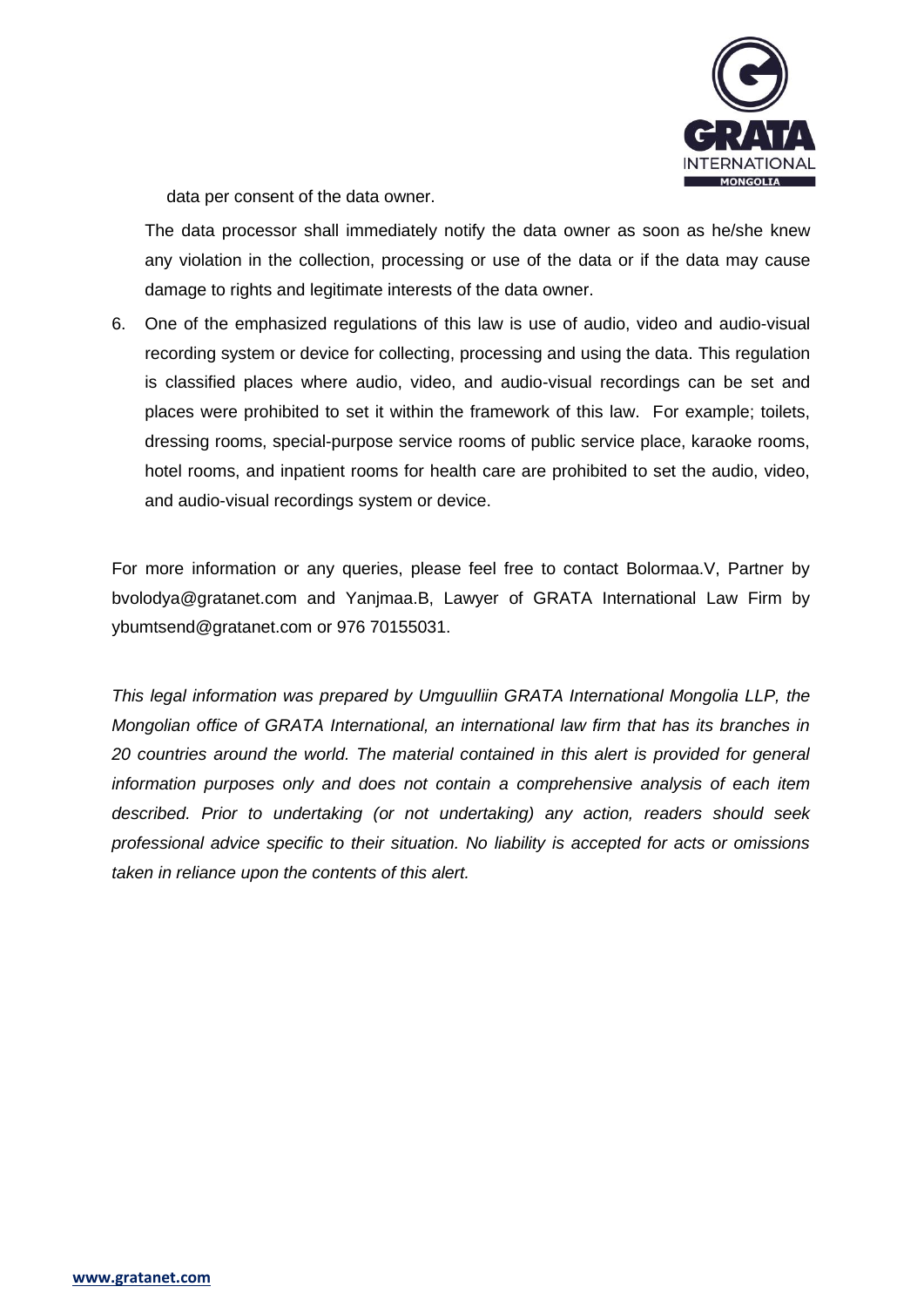data per consent of the data owner.

The data processor shall immediately notify the data owner as soon as he/she knew any violation in the collection, processing or use of the data or if the data may cause damage to rights and legitimate interests of the data owner.

6. One of the emphasized regulations of this law is use of audio, video and audio-visual recording system or device for collecting, processing and using the data. This regulation is classified places where audio, video, and audio-visual recordings can be set and places were prohibited to set it within the framework of this law. For example; toilets, dressing rooms, special-purpose service rooms of public service place, karaoke rooms, hotel rooms, and inpatient rooms for health care are prohibited to set the audio, video, and audio-visual recordings system or device.

For more information or any queries, please feel free to contact Bolormaa.V, Partner by bvolodya@gratanet.com and Yanjmaa.B, Lawyer of GRATA International Law Firm by ybumtsend@gratanet.com or 976 70155031.

*This legal information was prepared by Umguulliin GRATA International Mongolia LLP, the Mongolian office of GRATA International, an international law firm that has its branches in 20 countries around the world. The material contained in this alert is provided for general information purposes only and does not contain a comprehensive analysis of each item described. Prior to undertaking (or not undertaking) any action, readers should seek professional advice specific to their situation. No liability is accepted for acts or omissions taken in reliance upon the contents of this alert.*